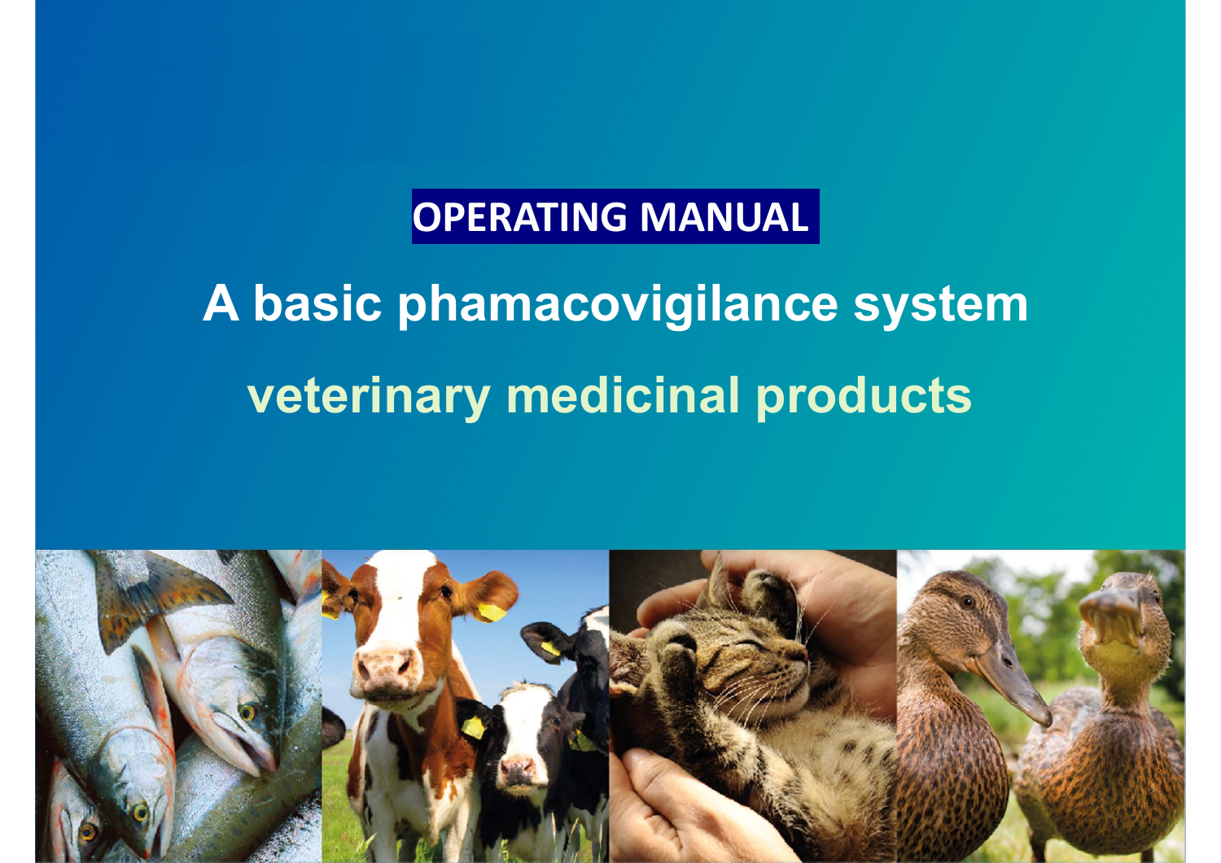**OPERATING MANUAL**

# A basic phamacovigilance system

## veterinary medicinal products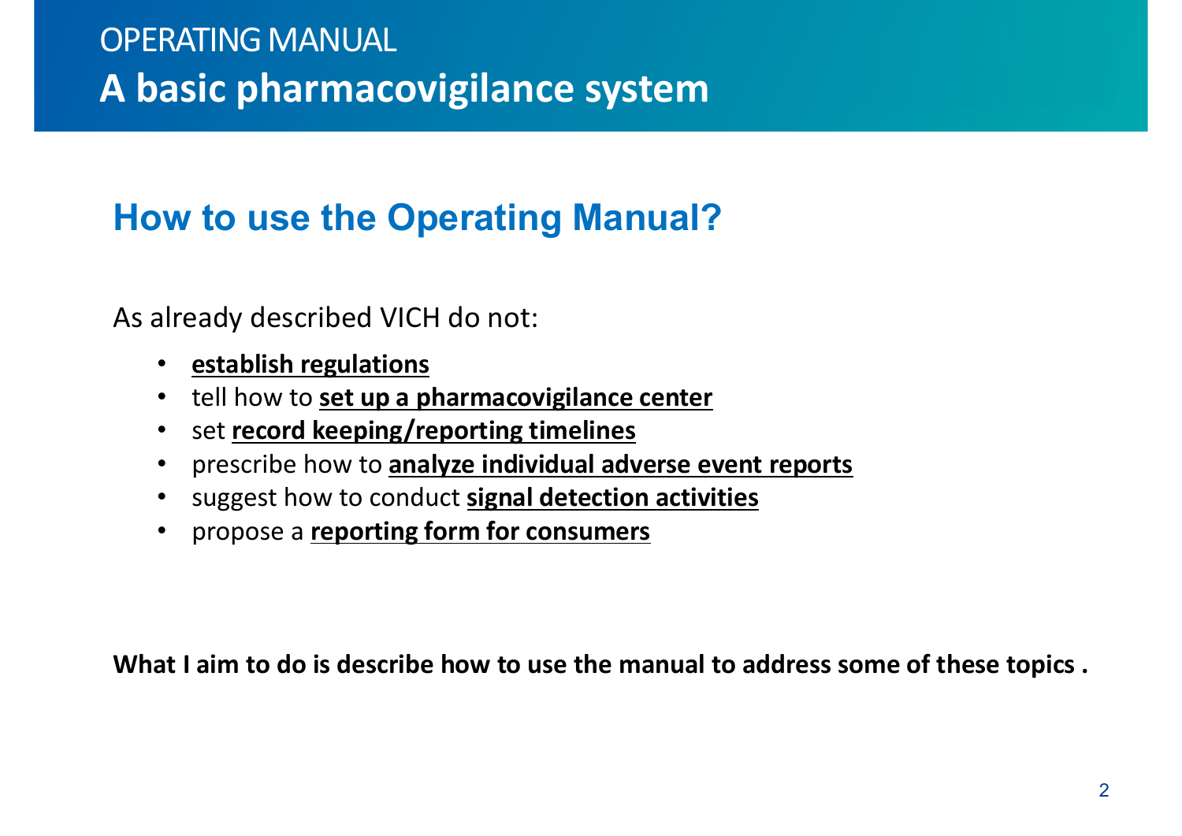OPERATING MANUAL

# A basic pharmacovigilance system

## How to use the Operating Manual?

As already described VICH do not:

- **establish regulations**
- tell how to **set up a pharmacovigilance center**
- set **record keeping/reporting timelines**
- prescribe how to **analyze individual adverse event reports**
- suggest how to conduct **signal detection activities**
- propose a **reporting form for consumers**

**What I aim to do is describe how to use the manual to address some of these topics .**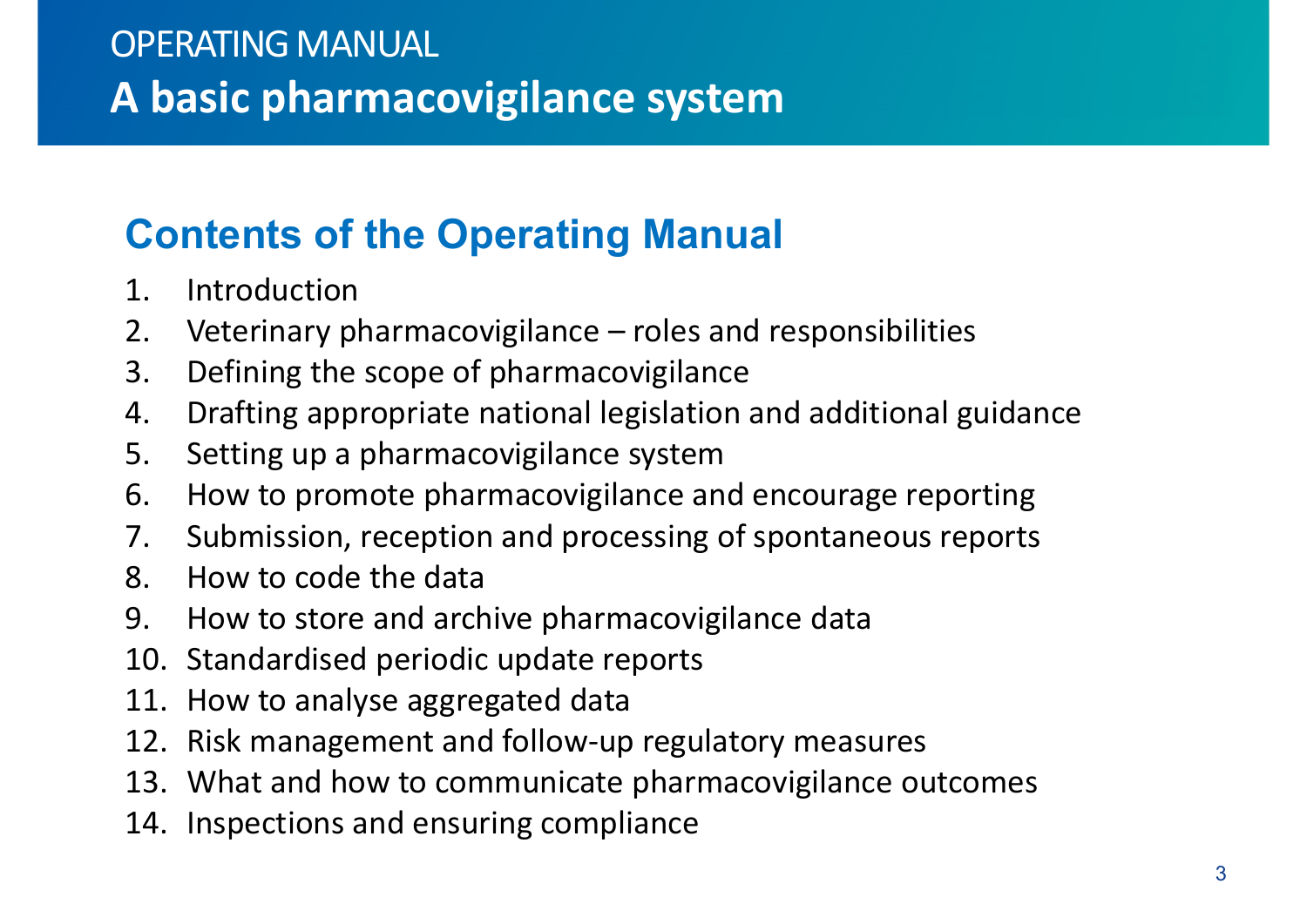OPERATING MANUAL

# A basic pharmacovigilance system

## Contents of the Operating Manual

1. Introduction
2. Veterinary pharmacovigilance – roles and responsibilities
3. Defining the scope of pharmacovigilance
4. Drafting appropriate national legislation and additional guidance
5. Setting up a pharmacovigilance system
6. How to promote pharmacovigilance and encourage reporting
7. Submission, reception and processing of spontaneous reports
8. How to code the data
9. How to store and archive pharmacovigilance data
10. Standardised periodic update reports
11. How to analyse aggregated data
12. Risk management and follow-up regulatory measures
13. What and how to communicate pharmacovigilance outcomes
14. Inspections and ensuring compliance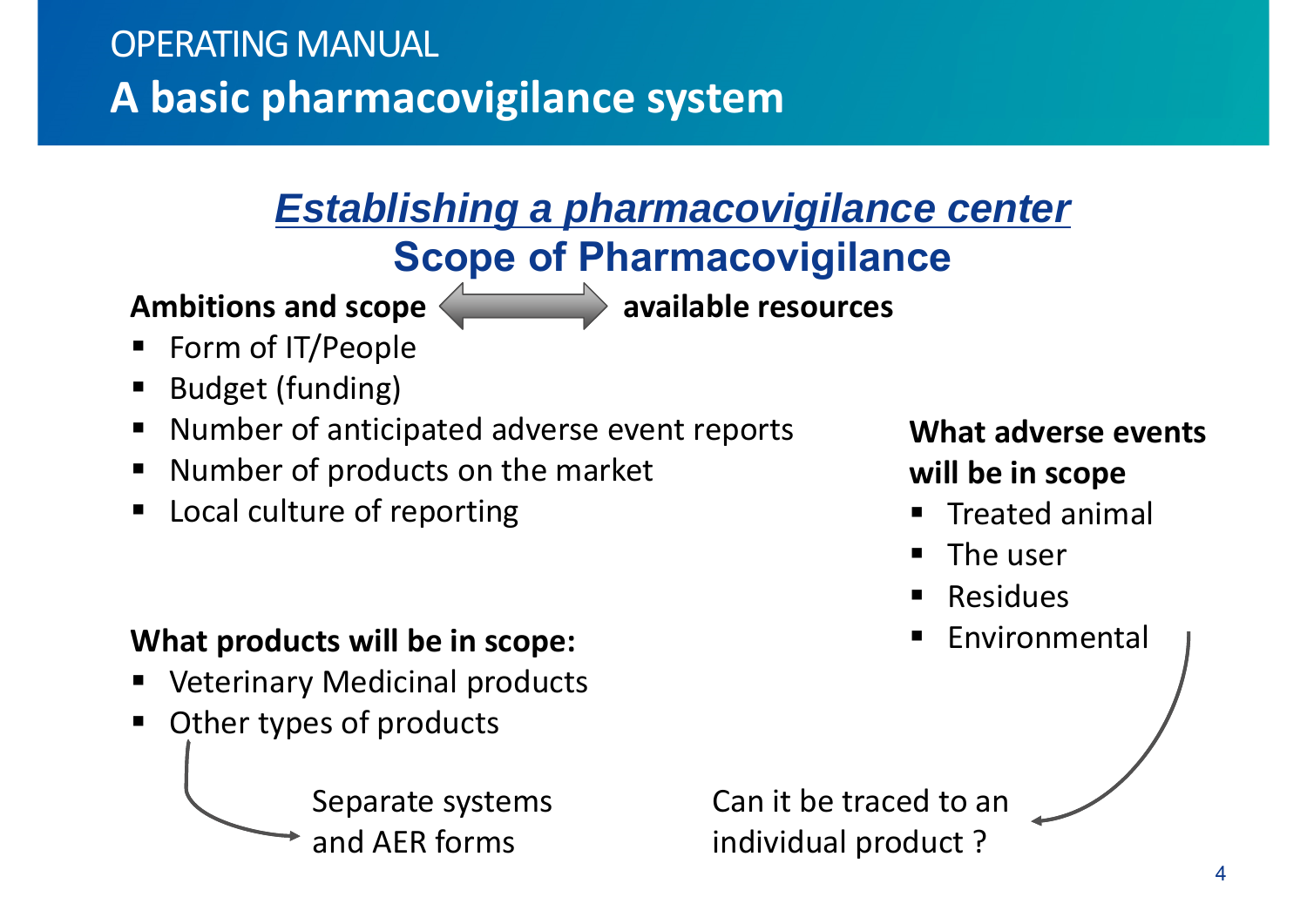# OPERATING MANUAL

# A basic pharmacovigilance system

## *Establishing a pharmacovigilance center*

## Scope of Pharmacovigilance

**Ambitions and scope** ⟷ **available resources**

- Form of IT/People
- Budget (funding)
- Number of anticipated adverse event reports
- Number of products on the market
- Local culture of reporting

**What products will be in scope:**

- Veterinary Medicinal products
- Other types of products

→ Separate systems and AER forms

**What adverse events will be in scope**

- Treated animal
- The user
- Residues
- Environmental

→ Can it be traced to an individual product ?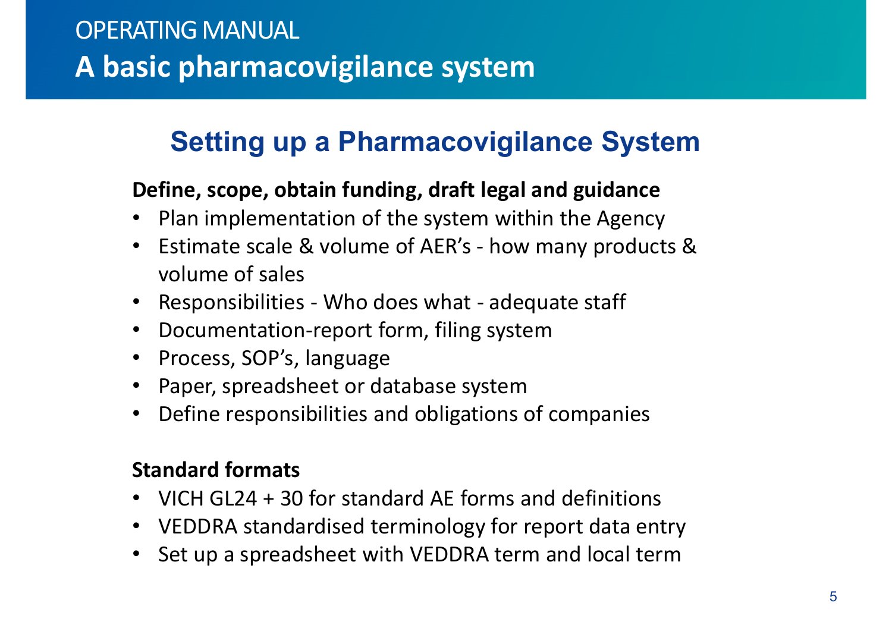# Setting up a Pharmacovigilance System

**Define, scope, obtain funding, draft legal and guidance**

- Plan implementation of the system within the Agency
- Estimate scale & volume of AER's - how many products & volume of sales
- Responsibilities - Who does what - adequate staff
- Documentation-report form, filing system
- Process, SOP's, language
- Paper, spreadsheet or database system
- Define responsibilities and obligations of companies

**Standard formats**

- VICH GL24 + 30 for standard AE forms and definitions
- VEDDRA standardised terminology for report data entry
- Set up a spreadsheet with VEDDRA term and local term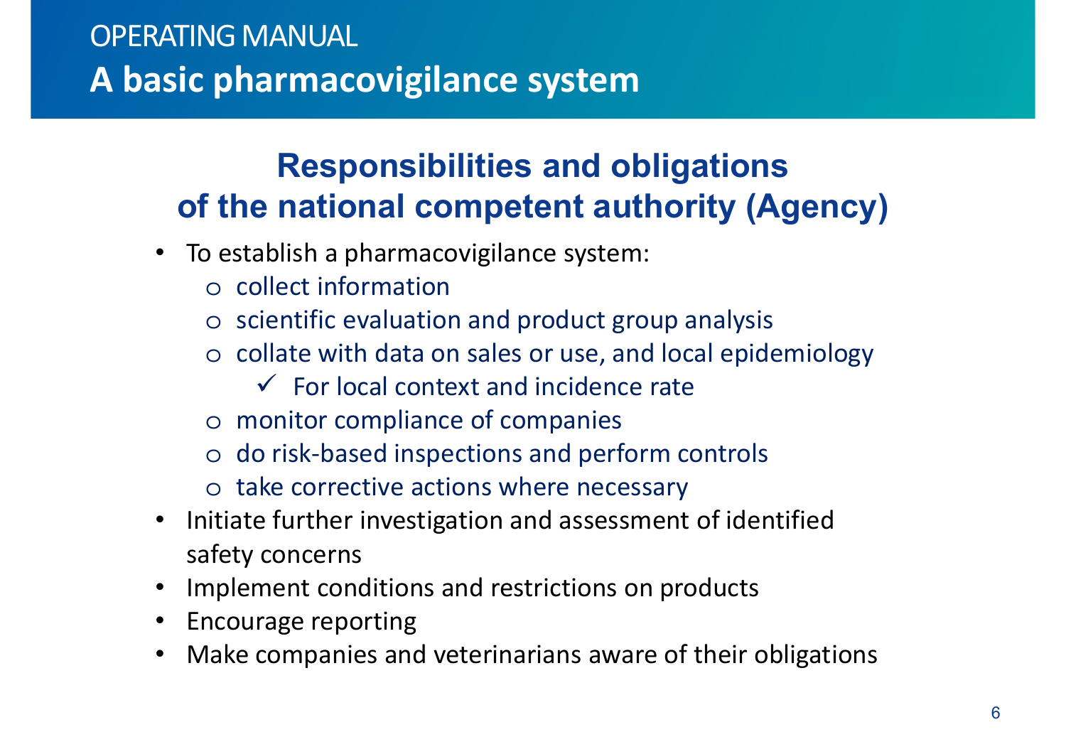OPERATING MANUAL

# A basic pharmacovigilance system

## Responsibilities and obligations of the national competent authority (Agency)

- To establish a pharmacovigilance system:
  - collect information
  - scientific evaluation and product group analysis
  - collate with data on sales or use, and local epidemiology
    - ✓ For local context and incidence rate
  - monitor compliance of companies
  - do risk-based inspections and perform controls
  - take corrective actions where necessary
- Initiate further investigation and assessment of identified safety concerns
- Implement conditions and restrictions on products
- Encourage reporting
- Make companies and veterinarians aware of their obligations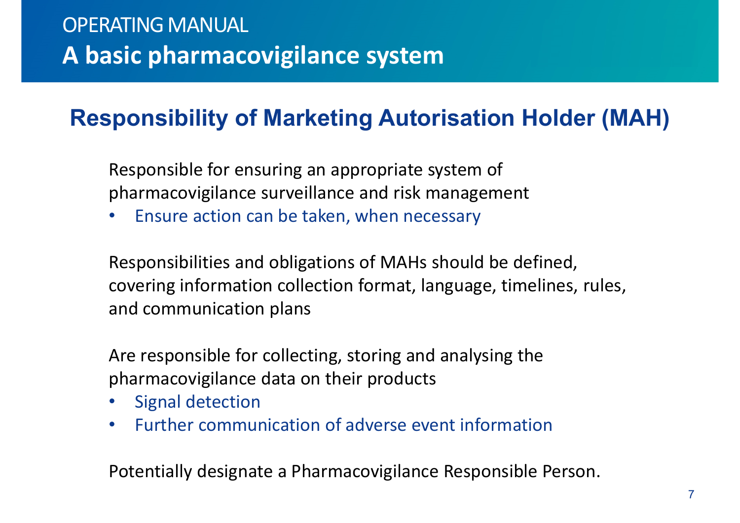OPERATING MANUAL

# A basic pharmacovigilance system

## Responsibility of Marketing Autorisation Holder (MAH)

Responsible for ensuring an appropriate system of pharmacovigilance surveillance and risk management

- Ensure action can be taken, when necessary

Responsibilities and obligations of MAHs should be defined, covering information collection format, language, timelines, rules, and communication plans

Are responsible for collecting, storing and analysing the pharmacovigilance data on their products

- Signal detection
- Further communication of adverse event information

Potentially designate a Pharmacovigilance Responsible Person.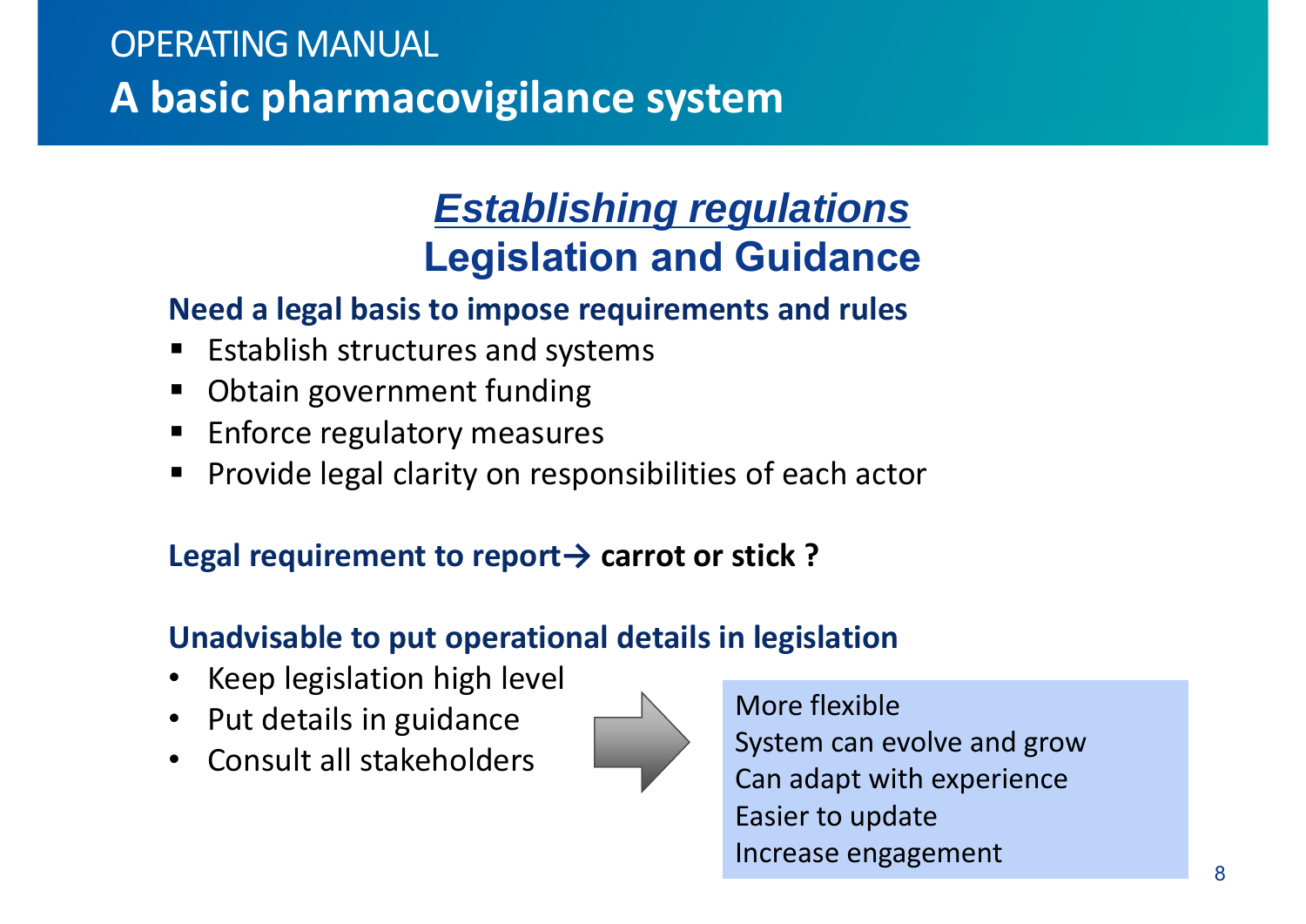OPERATING MANUAL

# A basic pharmacovigilance system

## *Establishing regulations*

## Legislation and Guidance

**Need a legal basis to impose requirements and rules**

- Establish structures and systems
- Obtain government funding
- Enforce regulatory measures
- Provide legal clarity on responsibilities of each actor

**Legal requirement to report→ carrot or stick ?**

**Unadvisable to put operational details in legislation**

- Keep legislation high level
- Put details in guidance
- Consult all stakeholders

→

More flexible
System can evolve and grow
Can adapt with experience
Easier to update
Increase engagement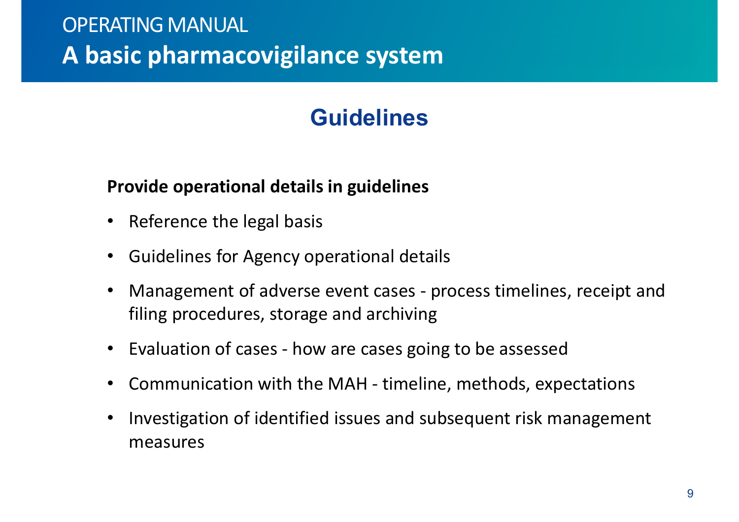OPERATING MANUAL

# A basic pharmacovigilance system

## Guidelines

**Provide operational details in guidelines**

- Reference the legal basis
- Guidelines for Agency operational details
- Management of adverse event cases - process timelines, receipt and filing procedures, storage and archiving
- Evaluation of cases - how are cases going to be assessed
- Communication with the MAH - timeline, methods, expectations
- Investigation of identified issues and subsequent risk management measures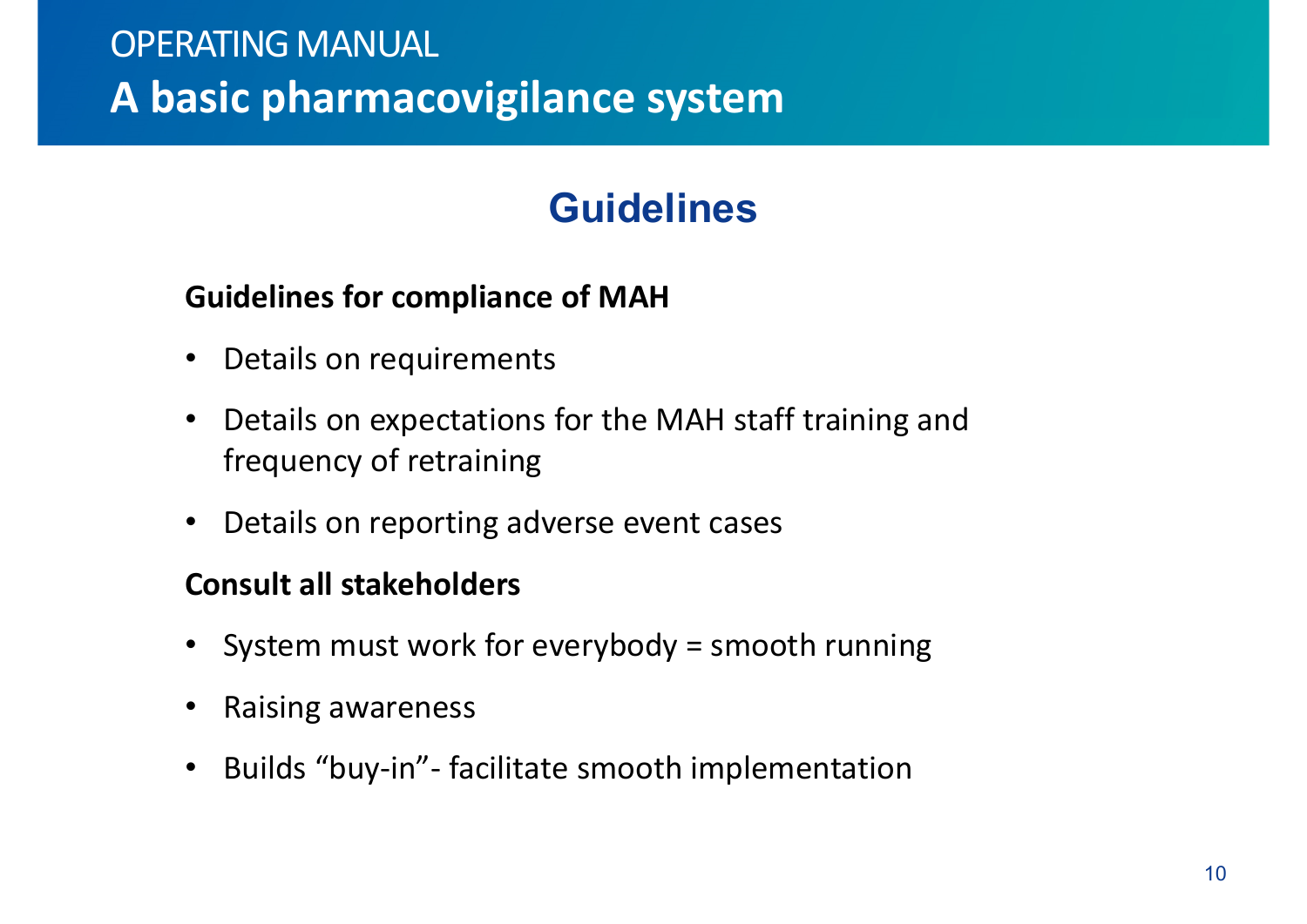OPERATING MANUAL

# A basic pharmacovigilance system

## Guidelines

**Guidelines for compliance of MAH**

- Details on requirements
- Details on expectations for the MAH staff training and frequency of retraining
- Details on reporting adverse event cases

**Consult all stakeholders**

- System must work for everybody = smooth running
- Raising awareness
- Builds “buy-in”- facilitate smooth implementation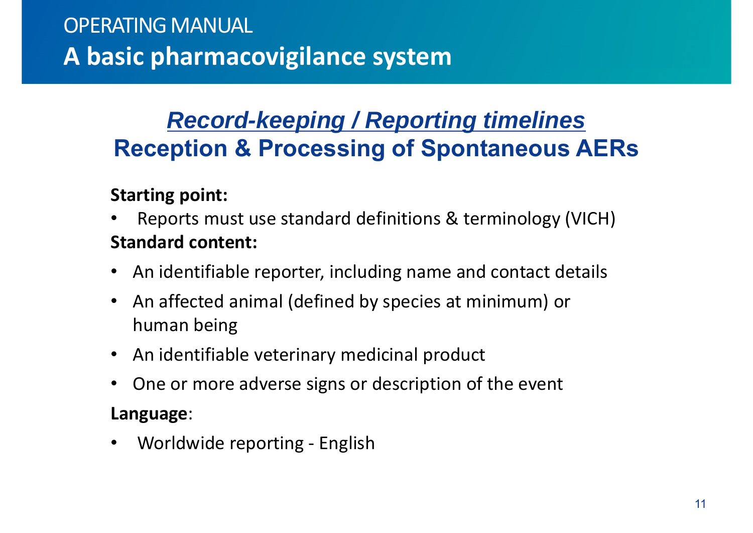# OPERATING MANUAL

## A basic pharmacovigilance system

### *Record-keeping / Reporting timelines*

### Reception & Processing of Spontaneous AERs

**Starting point:**

- Reports must use standard definitions & terminology (VICH)

**Standard content:**

- An identifiable reporter, including name and contact details
- An affected animal (defined by species at minimum) or human being
- An identifiable veterinary medicinal product
- One or more adverse signs or description of the event

**Language**:

- Worldwide reporting - English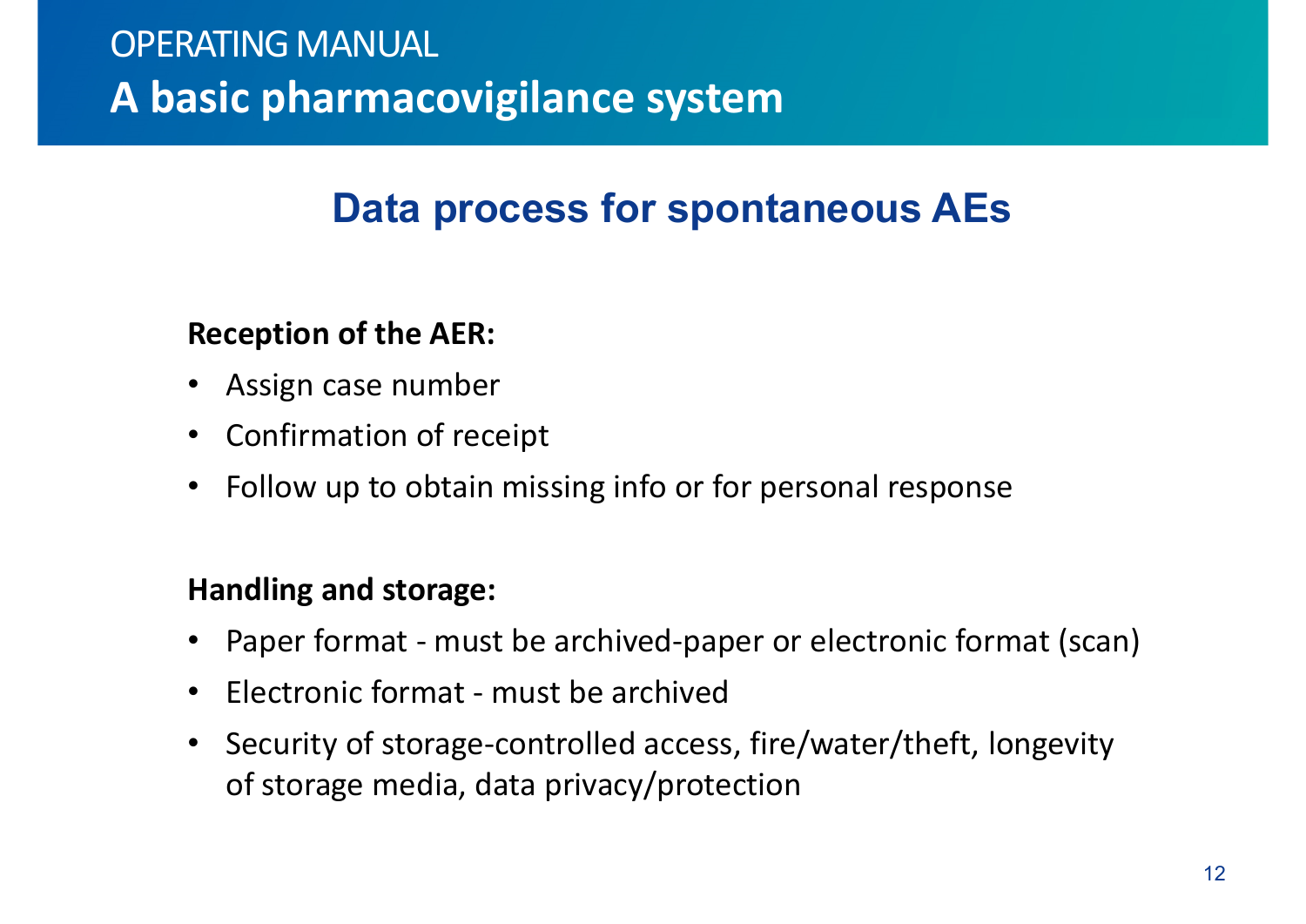OPERATING MANUAL

# A basic pharmacovigilance system

## Data process for spontaneous AEs

**Reception of the AER:**

- Assign case number
- Confirmation of receipt
- Follow up to obtain missing info or for personal response

**Handling and storage:**

- Paper format - must be archived-paper or electronic format (scan)
- Electronic format - must be archived
- Security of storage-controlled access, fire/water/theft, longevity of storage media, data privacy/protection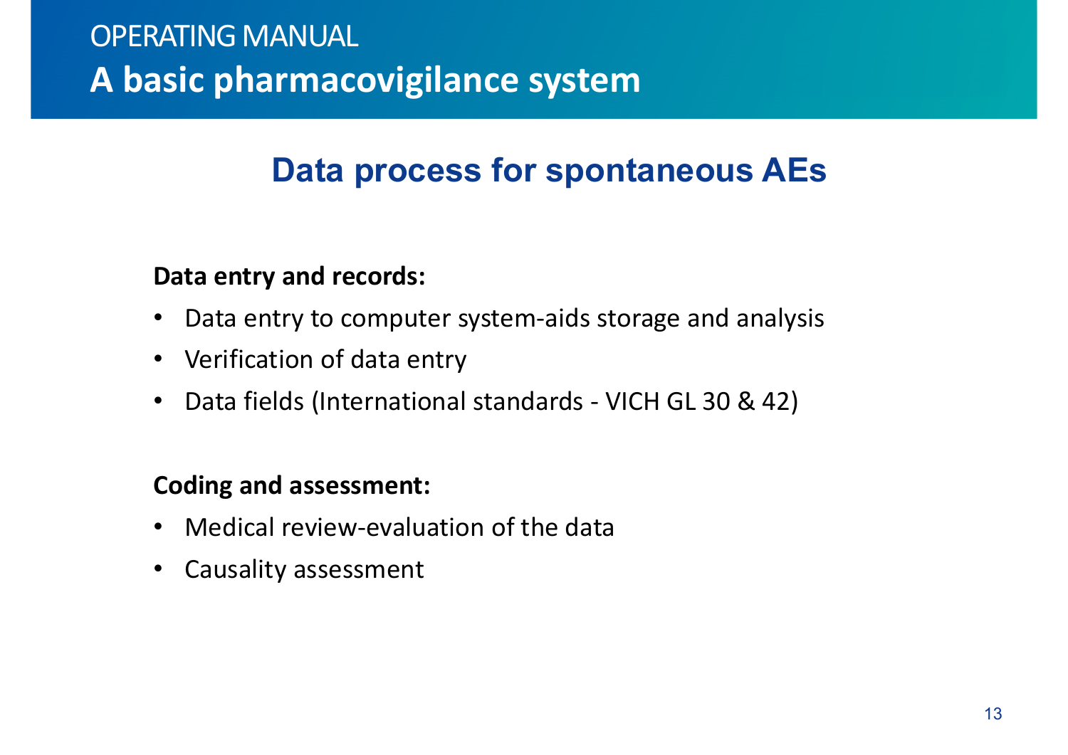# Data process for spontaneous AEs

**Data entry and records:**

- Data entry to computer system-aids storage and analysis
- Verification of data entry
- Data fields (International standards - VICH GL 30 & 42)

**Coding and assessment:**

- Medical review-evaluation of the data
- Causality assessment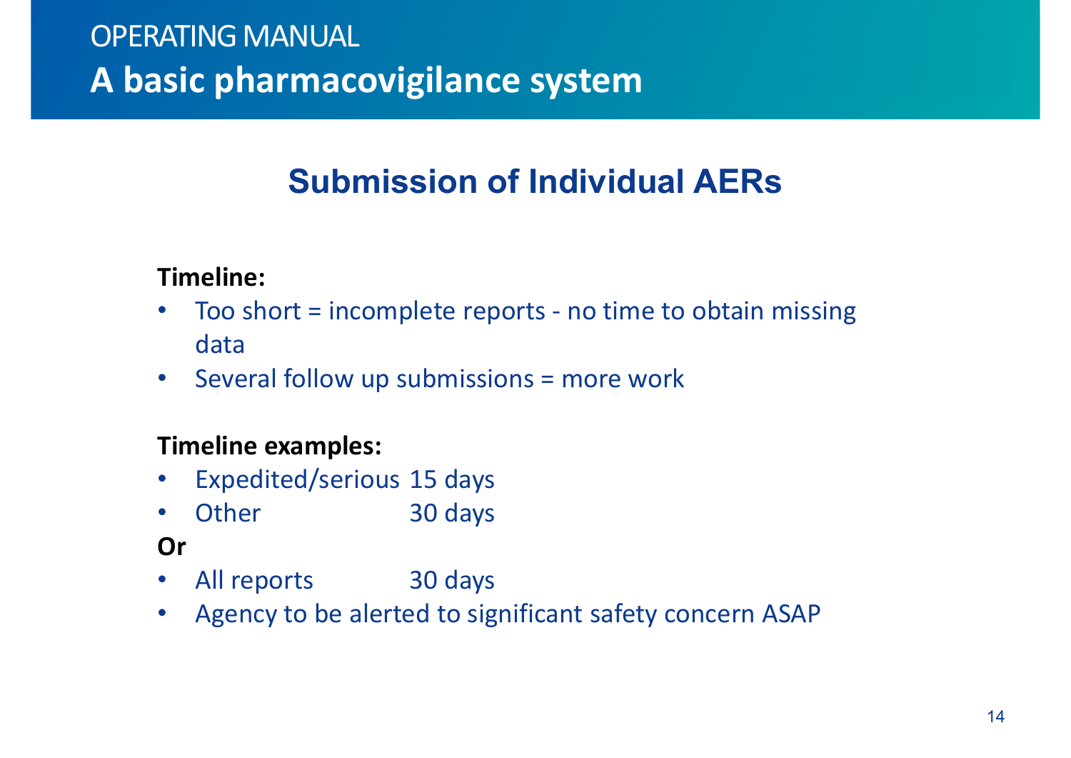## Submission of Individual AERs

**Timeline:**

- Too short = incomplete reports - no time to obtain missing data
- Several follow up submissions = more work

**Timeline examples:**

- Expedited/serious 15 days
- Other 30 days

**Or**

- All reports 30 days
- Agency to be alerted to significant safety concern ASAP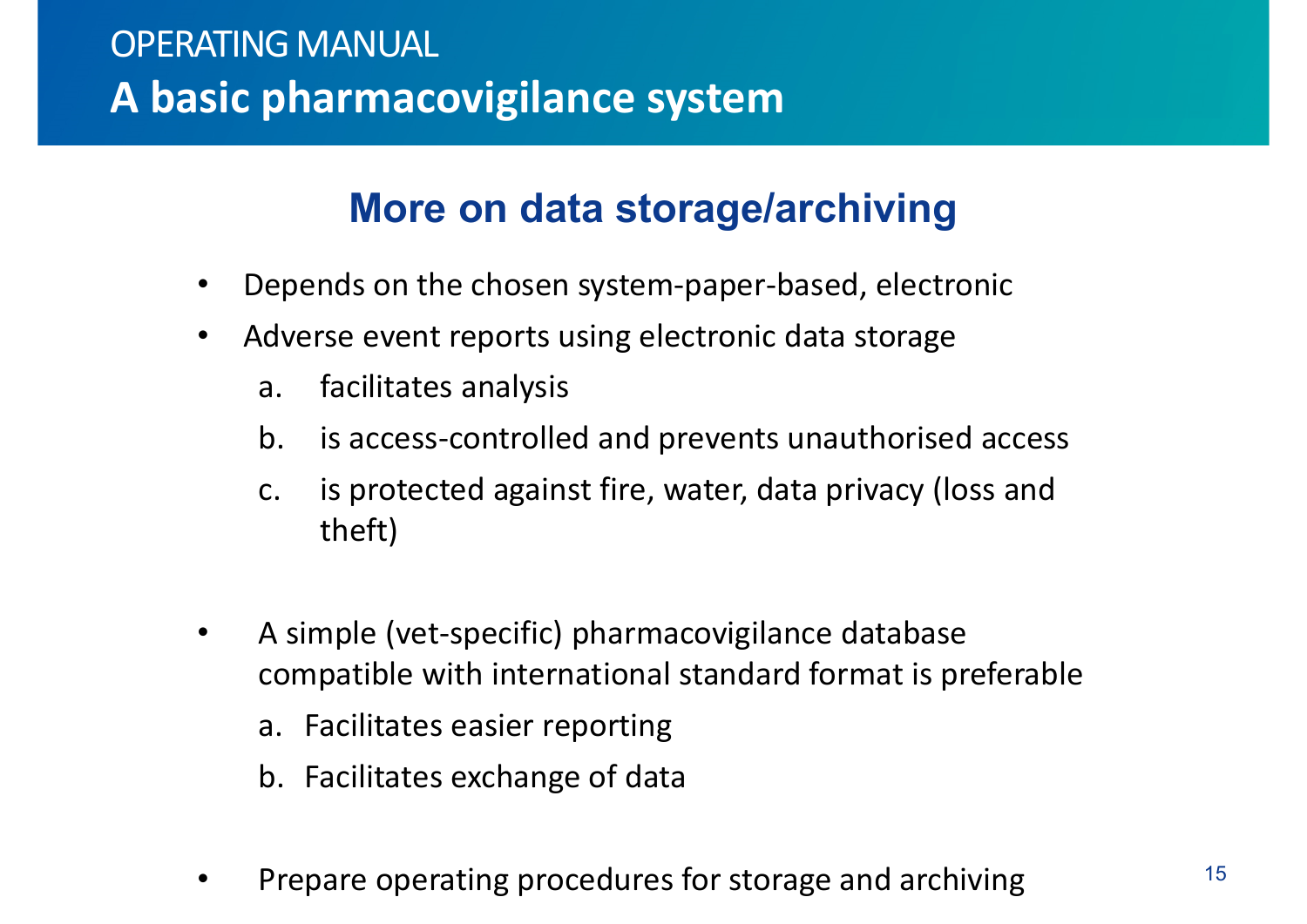# More on data storage/archiving

- Depends on the chosen system-paper-based, electronic
- Adverse event reports using electronic data storage
  a. facilitates analysis
  b. is access-controlled and prevents unauthorised access
  c. is protected against fire, water, data privacy (loss and theft)

- A simple (vet-specific) pharmacovigilance database compatible with international standard format is preferable
  a. Facilitates easier reporting
  b. Facilitates exchange of data

- Prepare operating procedures for storage and archiving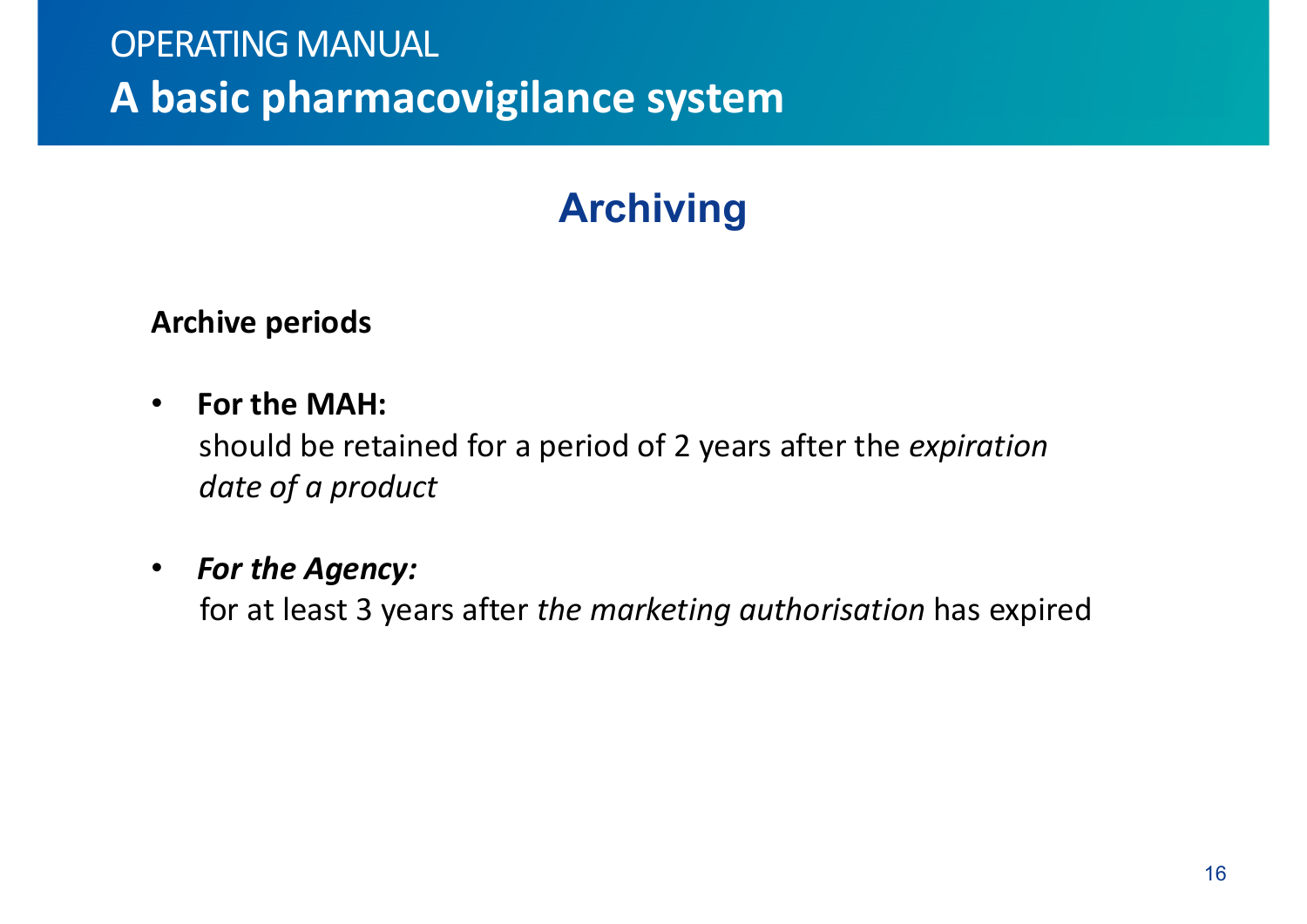OPERATING MANUAL

# A basic pharmacovigilance system

## Archiving

**Archive periods**

- **For the MAH:**
  should be retained for a period of 2 years after the *expiration date of a product*

- ***For the Agency:***
  for at least 3 years after *the marketing authorisation* has expired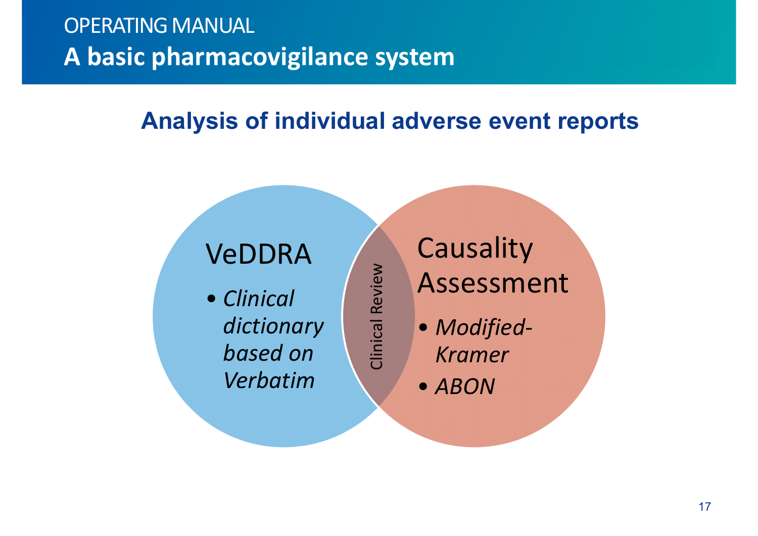OPERATING MANUAL

# A basic pharmacovigilance system

## Analysis of individual adverse event reports

**VeDDRA**

- *Clinical dictionary based on Verbatim*

Clinical Review

**Causality Assessment**

- *Modified-Kramer*
- *ABON*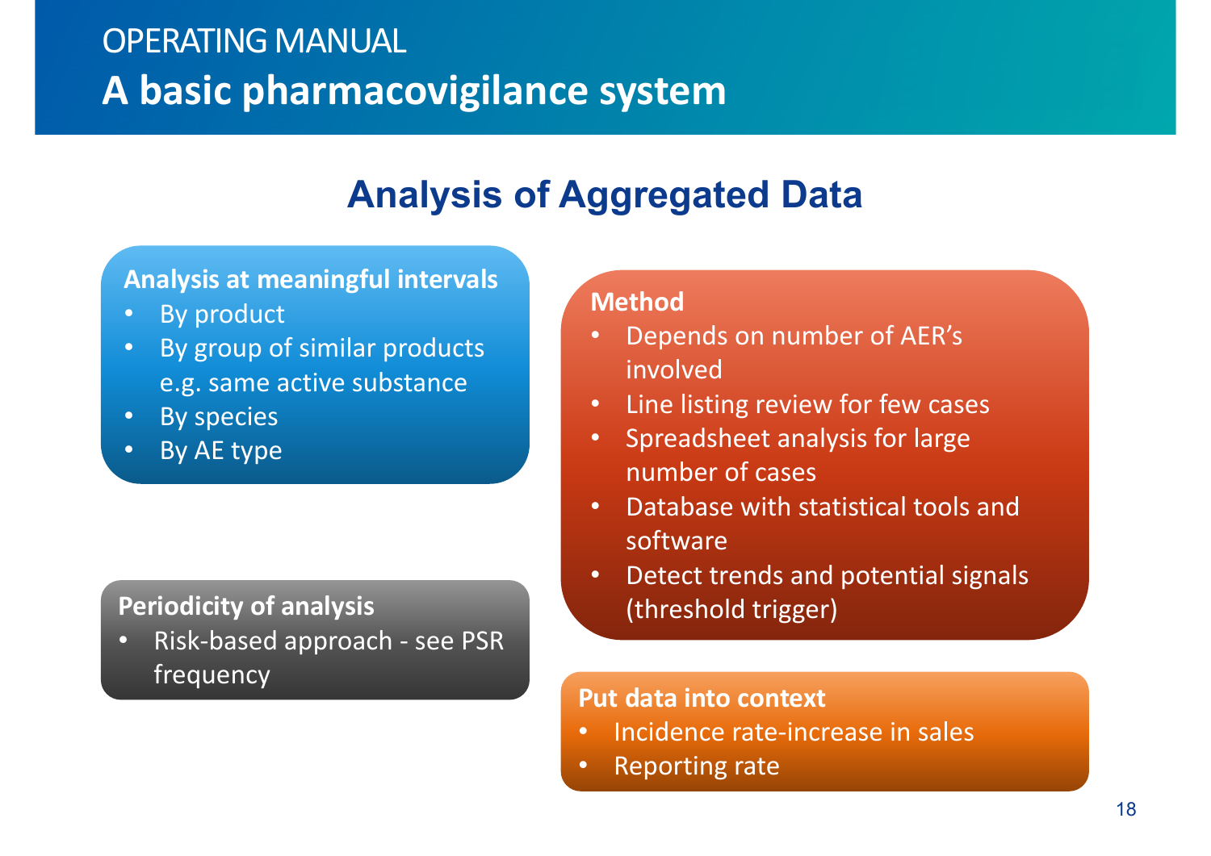# Analysis of Aggregated Data

**Analysis at meaningful intervals**

- By product
- By group of similar products e.g. same active substance
- By species
- By AE type

**Periodicity of analysis**

- Risk-based approach - see PSR frequency

**Method**

- Depends on number of AER's involved
- Line listing review for few cases
- Spreadsheet analysis for large number of cases
- Database with statistical tools and software
- Detect trends and potential signals (threshold trigger)

**Put data into context**

- Incidence rate-increase in sales
- Reporting rate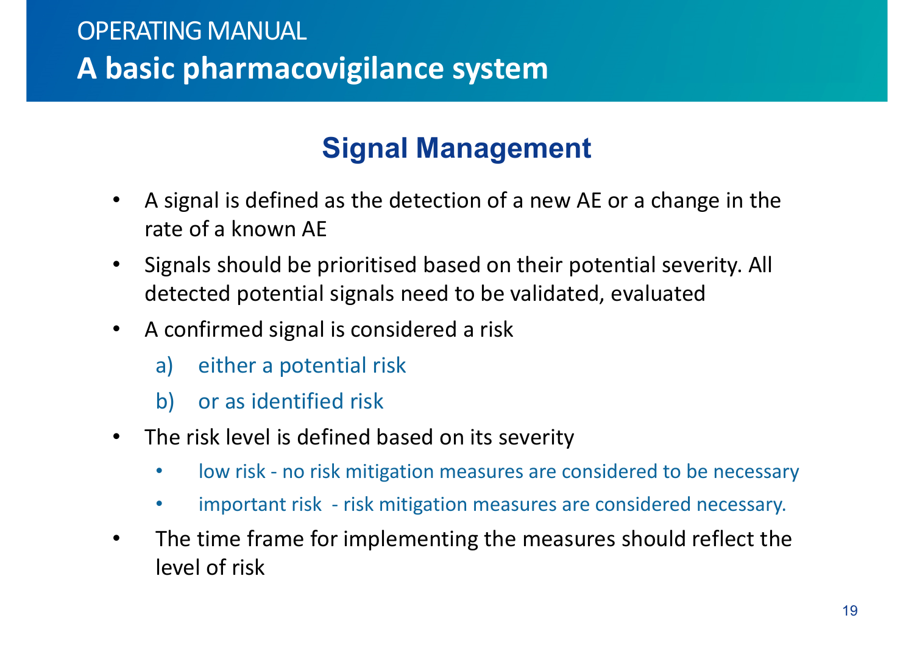OPERATING MANUAL

# A basic pharmacovigilance system

## Signal Management

- A signal is defined as the detection of a new AE or a change in the rate of a known AE
- Signals should be prioritised based on their potential severity. All detected potential signals need to be validated, evaluated
- A confirmed signal is considered a risk
  a) either a potential risk
  b) or as identified risk
- The risk level is defined based on its severity
  - low risk - no risk mitigation measures are considered to be necessary
  - important risk - risk mitigation measures are considered necessary.
- The time frame for implementing the measures should reflect the level of risk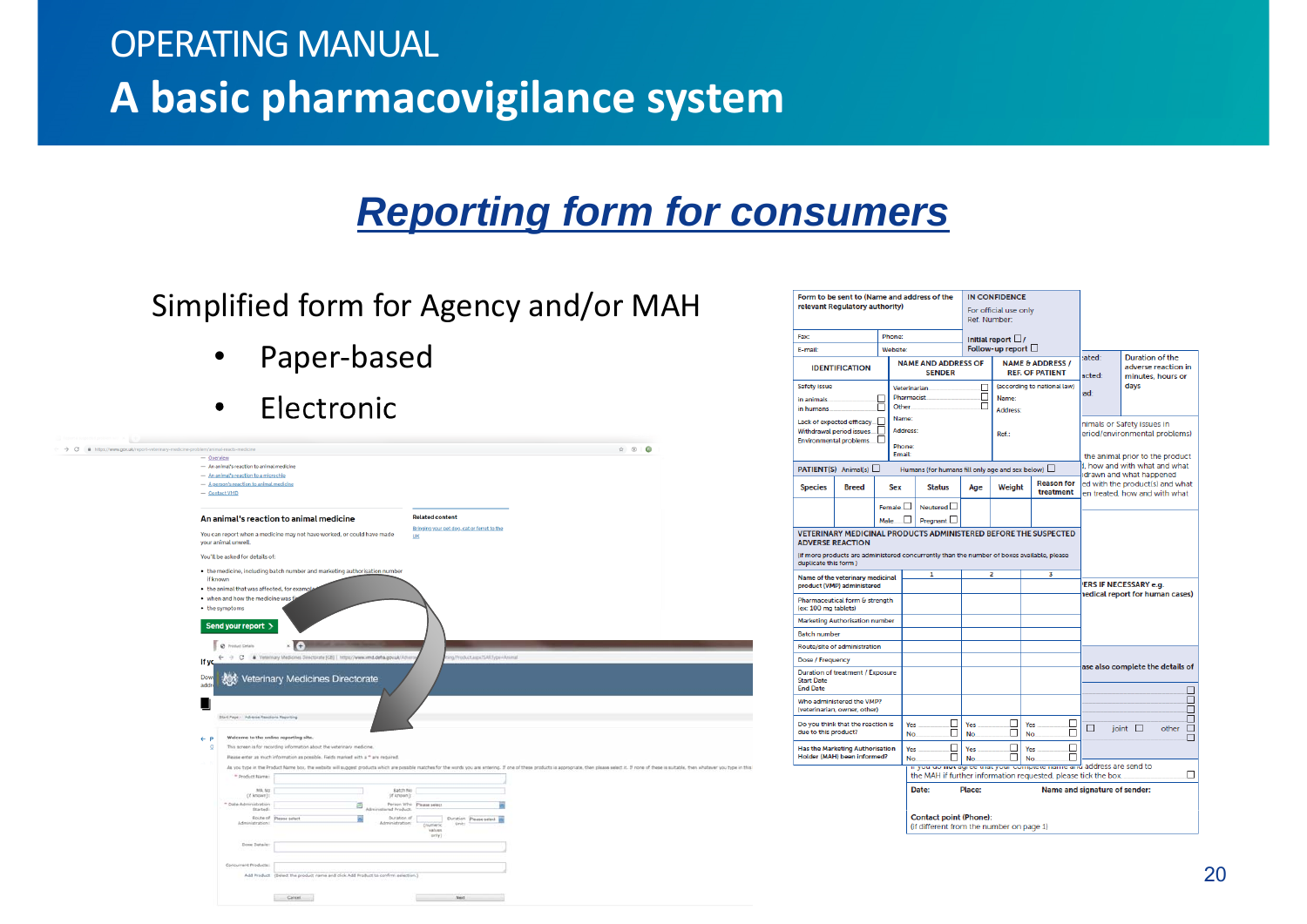OPERATING MANUAL

# A basic pharmacovigilance system

## Reporting form for consumers

Simplified form for Agency and/or MAH

- Paper-based
- Electronic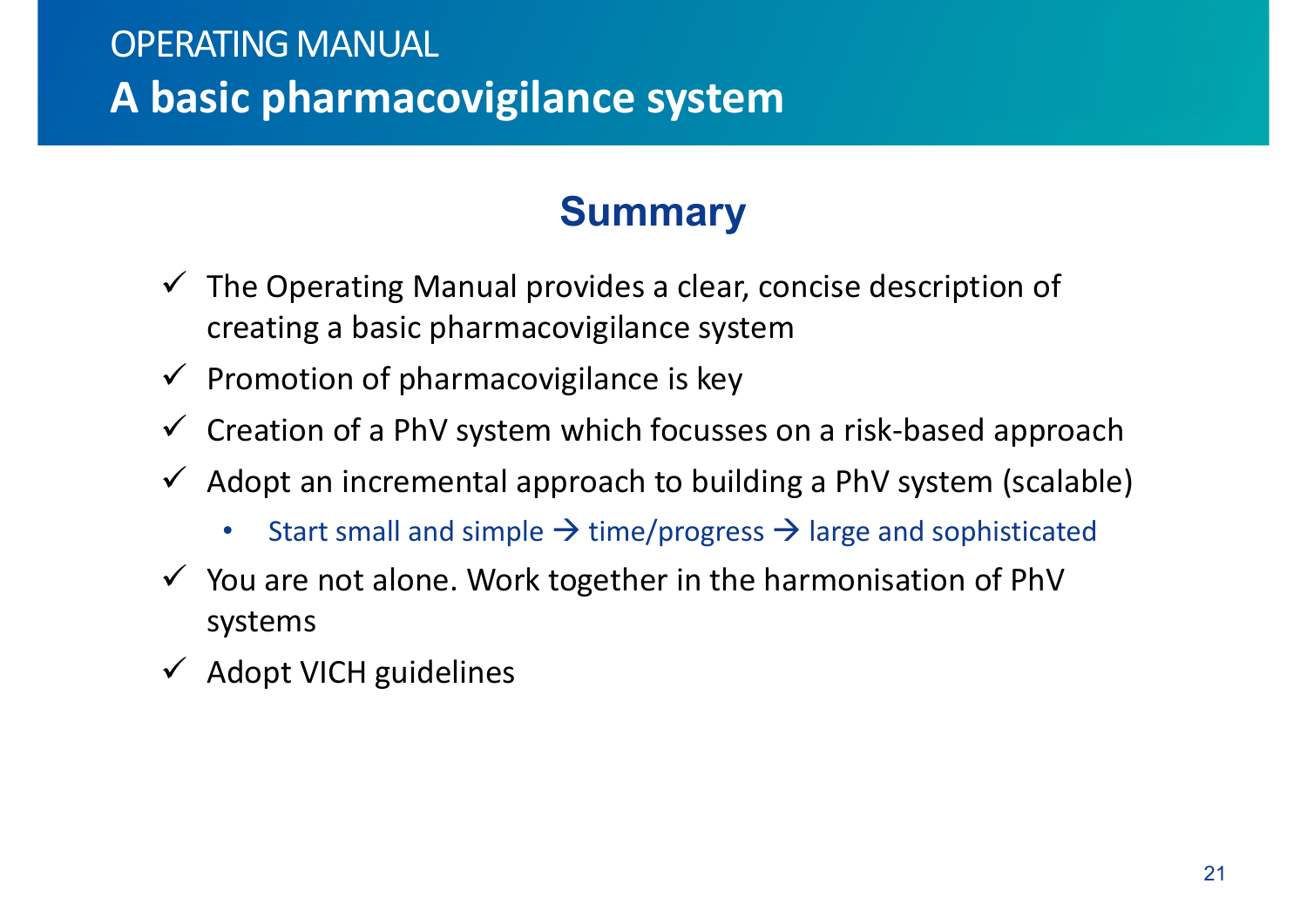OPERATING MANUAL

# A basic pharmacovigilance system

## Summary

- ✓ The Operating Manual provides a clear, concise description of creating a basic pharmacovigilance system
- ✓ Promotion of pharmacovigilance is key
- ✓ Creation of a PhV system which focusses on a risk-based approach
- ✓ Adopt an incremental approach to building a PhV system (scalable)
  - Start small and simple → time/progress → large and sophisticated
- ✓ You are not alone. Work together in the harmonisation of PhV systems
- ✓ Adopt VICH guidelines